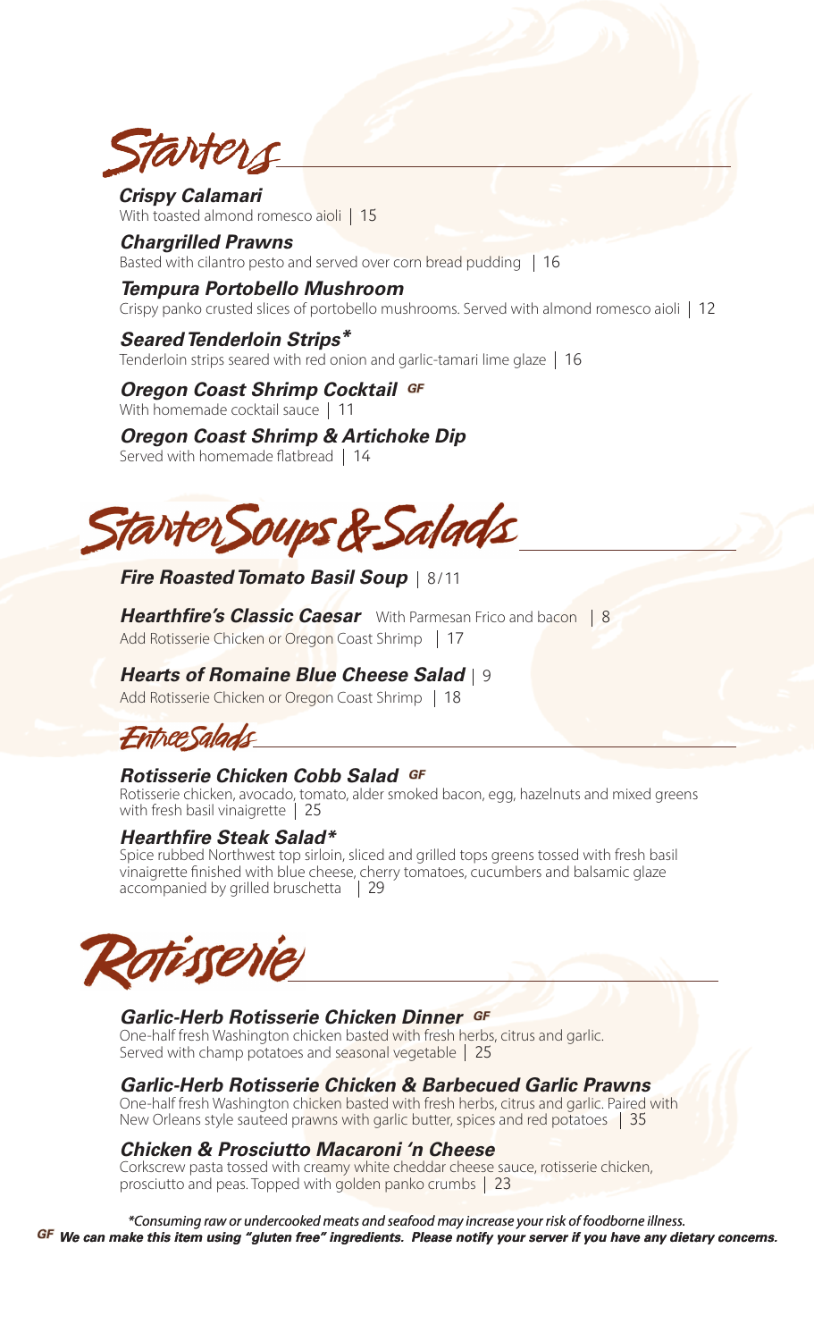# Starters

***Crispy Calamari***
With toasted almond romesco aioli | 15

***Chargrilled Prawns***
Basted with cilantro pesto and served over corn bread pudding | 16

***Tempura Portobello Mushroom***
Crispy panko crusted slices of portobello mushrooms. Served with almond romesco aioli | 12

***Seared Tenderloin Strips****
Tenderloin strips seared with red onion and garlic-tamari lime glaze | 16

***Oregon Coast Shrimp Cocktail*** ***GF***
With homemade cocktail sauce | 11

***Oregon Coast Shrimp & Artichoke Dip***
Served with homemade flatbread | 14

# Starter Soups & Salads

***Fire Roasted Tomato Basil Soup*** | 8/11

***Hearthfire's Classic Caesar*** With Parmesan Frico and bacon | 8
Add Rotisserie Chicken or Oregon Coast Shrimp | 17

***Hearts of Romaine Blue Cheese Salad*** | 9
Add Rotisserie Chicken or Oregon Coast Shrimp | 18

# Entree Salads

***Rotisserie Chicken Cobb Salad*** ***GF***
Rotisserie chicken, avocado, tomato, alder smoked bacon, egg, hazelnuts and mixed greens with fresh basil vinaigrette | 25

***Hearthfire Steak Salad****
Spice rubbed Northwest top sirloin, sliced and grilled tops greens tossed with fresh basil vinaigrette finished with blue cheese, cherry tomatoes, cucumbers and balsamic glaze accompanied by grilled bruschetta | 29

# Rotisserie

***Garlic-Herb Rotisserie Chicken Dinner*** ***GF***
One-half fresh Washington chicken basted with fresh herbs, citrus and garlic. Served with champ potatoes and seasonal vegetable | 25

***Garlic-Herb Rotisserie Chicken & Barbecued Garlic Prawns***
One-half fresh Washington chicken basted with fresh herbs, citrus and garlic. Paired with New Orleans style sauteed prawns with garlic butter, spices and red potatoes | 35

***Chicken & Prosciutto Macaroni 'n Cheese***
Corkscrew pasta tossed with creamy white cheddar cheese sauce, rotisserie chicken, prosciutto and peas. Topped with golden panko crumbs | 23

**Consuming raw or undercooked meats and seafood may increase your risk of foodborne illness.*

***GF*** ***We can make this item using "gluten free" ingredients. Please notify your server if you have any dietary concerns.***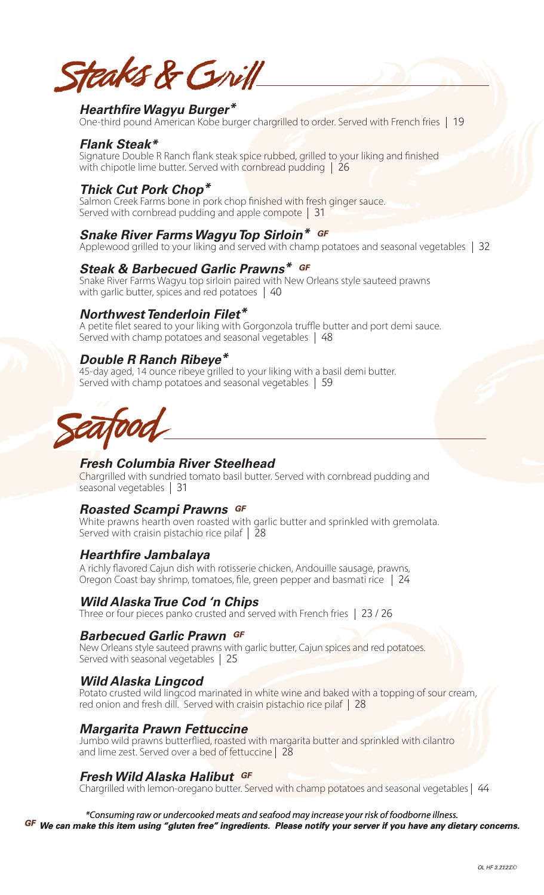## Steaks & Grill

### *Hearthfire Wagyu Burger**
One-third pound American Kobe burger chargrilled to order. Served with French fries | 19

### *Flank Steak**
Signature Double R Ranch flank steak spice rubbed, grilled to your liking and finished with chipotle lime butter. Served with cornbread pudding | 26

### *Thick Cut Pork Chop**
Salmon Creek Farms bone in pork chop finished with fresh ginger sauce. Served with cornbread pudding and apple compote | 31

### *Snake River Farms Wagyu Top Sirloin** GF
Applewood grilled to your liking and served with champ potatoes and seasonal vegetables | 32

### *Steak & Barbecued Garlic Prawns** GF
Snake River Farms Wagyu top sirloin paired with New Orleans style sauteed prawns with garlic butter, spices and red potatoes | 40

### *Northwest Tenderloin Filet**
A petite filet seared to your liking with Gorgonzola truffle butter and port demi sauce. Served with champ potatoes and seasonal vegetables | 48

### *Double R Ranch Ribeye**
45-day aged, 14 ounce ribeye grilled to your liking with a basil demi butter. Served with champ potatoes and seasonal vegetables | 59

## Seafood

### *Fresh Columbia River Steelhead*
Chargrilled with sundried tomato basil butter. Served with cornbread pudding and seasonal vegetables | 31

### *Roasted Scampi Prawns* GF
White prawns hearth oven roasted with garlic butter and sprinkled with gremolata. Served with craisin pistachio rice pilaf | 28

### *Hearthfire Jambalaya*
A richly flavored Cajun dish with rotisserie chicken, Andouille sausage, prawns, Oregon Coast bay shrimp, tomatoes, filé, green pepper and basmati rice | 24

### *Wild Alaska True Cod 'n Chips*
Three or four pieces panko crusted and served with French fries | 23 / 26

### *Barbecued Garlic Prawn* GF
New Orleans style sauteed prawns with garlic butter, Cajun spices and red potatoes. Served with seasonal vegetables | 25

### *Wild Alaska Lingcod*
Potato crusted wild lingcod marinated in white wine and baked with a topping of sour cream, red onion and fresh dill. Served with craisin pistachio rice pilaf | 28

### *Margarita Prawn Fettuccine*
Jumbo wild prawns butterflied, roasted with margarita butter and sprinkled with cilantro and lime zest. Served over a bed of fettuccine | 28

### *Fresh Wild Alaska Halibut* GF
Chargrilled with lemon-oregano butter. Served with champ potatoes and seasonal vegetables | 44

*\*Consuming raw or undercooked meats and seafood may increase your risk of foodborne illness.*

***GF** We can make this item using "gluten free" ingredients. Please notify your server if you have any dietary concerns.*

OL HF 3.22.20